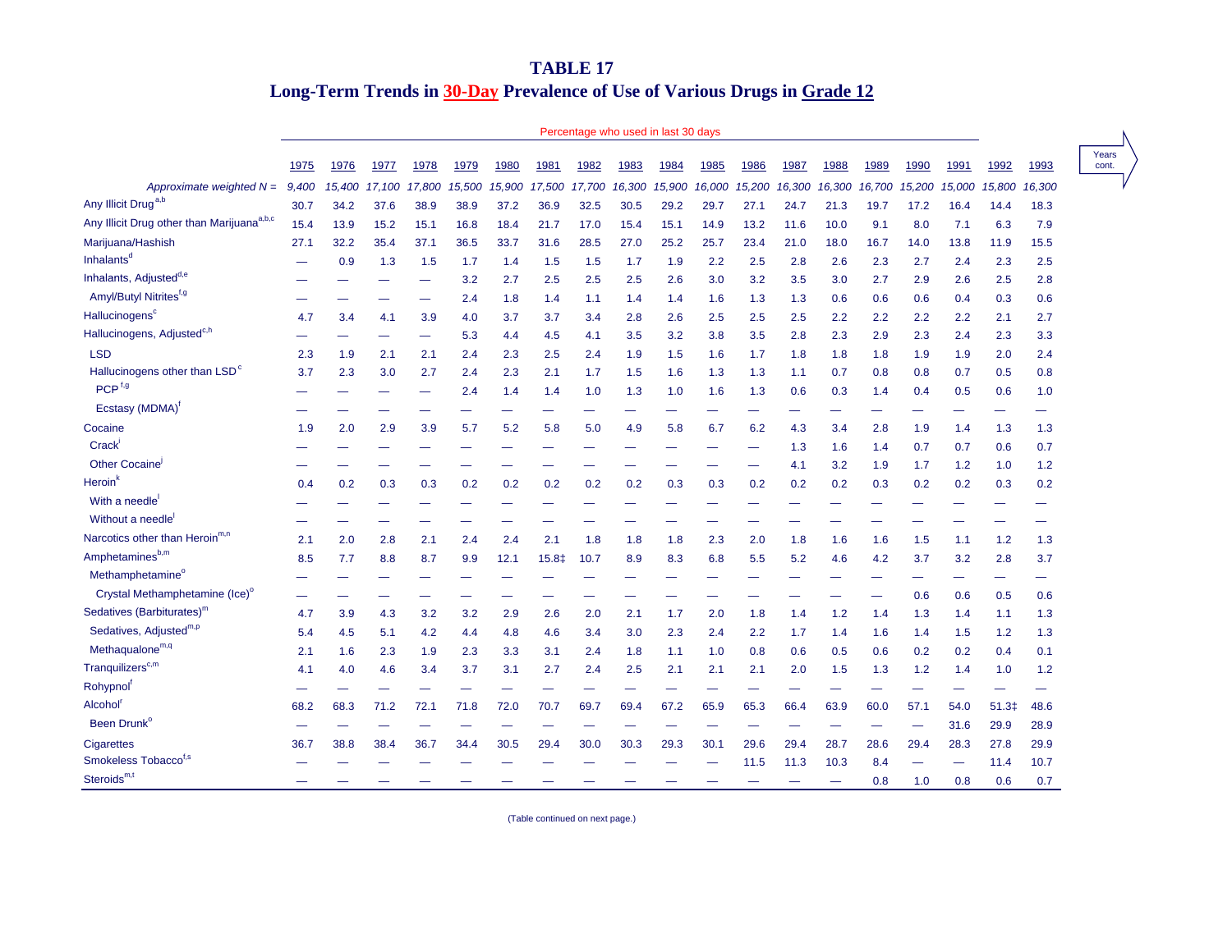# TABLE 17

## Long-Term Trends in 30-Day Prevalence of Use of Various Drugs in Grade 12

Percentage who used in last 30 days

| | 1975 | 1976 | 1977 | 1978 | 1979 | 1980 | 1981 | 1982 | 1983 | 1984 | 1985 | 1986 | 1987 | 1988 | 1989 | 1990 | 1991 | 1992 | 1993 |
|---|---|---|---|---|---|---|---|---|---|---|---|---|---|---|---|---|---|---|---|
| *Approximate weighted N =* | *9,400* | *15,400* | *17,100* | *17,800* | *15,500* | *15,900* | *17,500* | *17,700* | *16,300* | *15,900* | *16,000* | *15,200* | *16,300* | *16,300* | *16,700* | *15,200* | *15,000* | *15,800* | *16,300* |
| Any Illicit Drug[a,b] | 30.7 | 34.2 | 37.6 | 38.9 | 38.9 | 37.2 | 36.9 | 32.5 | 30.5 | 29.2 | 29.7 | 27.1 | 24.7 | 21.3 | 19.7 | 17.2 | 16.4 | 14.4 | 18.3 |
| Any Illicit Drug other than Marijuana[a,b,c] | 15.4 | 13.9 | 15.2 | 15.1 | 16.8 | 18.4 | 21.7 | 17.0 | 15.4 | 15.1 | 14.9 | 13.2 | 11.6 | 10.0 | 9.1 | 8.0 | 7.1 | 6.3 | 7.9 |
| Marijuana/Hashish | 27.1 | 32.2 | 35.4 | 37.1 | 36.5 | 33.7 | 31.6 | 28.5 | 27.0 | 25.2 | 25.7 | 23.4 | 21.0 | 18.0 | 16.7 | 14.0 | 13.8 | 11.9 | 15.5 |
| Inhalants[d] | — | 0.9 | 1.3 | 1.5 | 1.7 | 1.4 | 1.5 | 1.5 | 1.7 | 1.9 | 2.2 | 2.5 | 2.8 | 2.6 | 2.3 | 2.7 | 2.4 | 2.3 | 2.5 |
| Inhalants, Adjusted[d,e] | — | — | — | — | 3.2 | 2.7 | 2.5 | 2.5 | 2.5 | 2.6 | 3.0 | 3.2 | 3.5 | 3.0 | 2.7 | 2.9 | 2.6 | 2.5 | 2.8 |
| Amyl/Butyl Nitrites[f,g] | — | — | — | — | 2.4 | 1.8 | 1.4 | 1.1 | 1.4 | 1.4 | 1.6 | 1.3 | 1.3 | 0.6 | 0.6 | 0.6 | 0.4 | 0.3 | 0.6 |
| Hallucinogens[c] | 4.7 | 3.4 | 4.1 | 3.9 | 4.0 | 3.7 | 3.7 | 3.4 | 2.8 | 2.6 | 2.5 | 2.5 | 2.5 | 2.2 | 2.2 | 2.2 | 2.2 | 2.1 | 2.7 |
| Hallucinogens, Adjusted[c,h] | — | — | — | — | 5.3 | 4.4 | 4.5 | 4.1 | 3.5 | 3.2 | 3.8 | 3.5 | 2.8 | 2.3 | 2.9 | 2.3 | 2.4 | 2.3 | 3.3 |
| LSD | 2.3 | 1.9 | 2.1 | 2.1 | 2.4 | 2.3 | 2.5 | 2.4 | 1.9 | 1.5 | 1.6 | 1.7 | 1.8 | 1.8 | 1.8 | 1.9 | 1.9 | 2.0 | 2.4 |
| Hallucinogens other than LSD[c] | 3.7 | 2.3 | 3.0 | 2.7 | 2.4 | 2.3 | 2.1 | 1.7 | 1.5 | 1.6 | 1.3 | 1.3 | 1.1 | 0.7 | 0.8 | 0.8 | 0.7 | 0.5 | 0.8 |
| PCP[f,g] | — | — | — | — | 2.4 | 1.4 | 1.4 | 1.0 | 1.3 | 1.0 | 1.6 | 1.3 | 0.6 | 0.3 | 1.4 | 0.4 | 0.5 | 0.6 | 1.0 |
| Ecstasy (MDMA)[f] | — | — | — | — | — | — | — | — | — | — | — | — | — | — | — | — | — | — | — |
| Cocaine | 1.9 | 2.0 | 2.9 | 3.9 | 5.7 | 5.2 | 5.8 | 5.0 | 4.9 | 5.8 | 6.7 | 6.2 | 4.3 | 3.4 | 2.8 | 1.9 | 1.4 | 1.3 | 1.3 |
| Crack[i] | — | — | — | — | — | — | — | — | — | — | — | — | 1.3 | 1.6 | 1.4 | 0.7 | 0.7 | 0.6 | 0.7 |
| Other Cocaine[j] | — | — | — | — | — | — | — | — | — | — | — | — | 4.1 | 3.2 | 1.9 | 1.7 | 1.2 | 1.0 | 1.2 |
| Heroin[k] | 0.4 | 0.2 | 0.3 | 0.3 | 0.2 | 0.2 | 0.2 | 0.2 | 0.2 | 0.3 | 0.3 | 0.2 | 0.2 | 0.2 | 0.3 | 0.2 | 0.2 | 0.3 | 0.2 |
| With a needle[l] | — | — | — | — | — | — | — | — | — | — | — | — | — | — | — | — | — | — | — |
| Without a needle[l] | — | — | — | — | — | — | — | — | — | — | — | — | — | — | — | — | — | — | — |
| Narcotics other than Heroin[m,n] | 2.1 | 2.0 | 2.8 | 2.1 | 2.4 | 2.4 | 2.1 | 1.8 | 1.8 | 1.8 | 2.3 | 2.0 | 1.8 | 1.6 | 1.6 | 1.5 | 1.1 | 1.2 | 1.3 |
| Amphetamines[b,m] | 8.5 | 7.7 | 8.8 | 8.7 | 9.9 | 12.1 | 15.8‡ | 10.7 | 8.9 | 8.3 | 6.8 | 5.5 | 5.2 | 4.6 | 4.2 | 3.7 | 3.2 | 2.8 | 3.7 |
| Methamphetamine[o] | — | — | — | — | — | — | — | — | — | — | — | — | — | — | — | — | — | — | — |
| Crystal Methamphetamine (Ice)[o] | — | — | — | — | — | — | — | — | — | — | — | — | — | — | — | 0.6 | 0.6 | 0.5 | 0.6 |
| Sedatives (Barbiturates)[m] | 4.7 | 3.9 | 4.3 | 3.2 | 3.2 | 2.9 | 2.6 | 2.0 | 2.1 | 1.7 | 2.0 | 1.8 | 1.4 | 1.2 | 1.4 | 1.3 | 1.4 | 1.1 | 1.3 |
| Sedatives, Adjusted[m,p] | 5.4 | 4.5 | 5.1 | 4.2 | 4.4 | 4.8 | 4.6 | 3.4 | 3.0 | 2.3 | 2.4 | 2.2 | 1.7 | 1.4 | 1.6 | 1.4 | 1.5 | 1.2 | 1.3 |
| Methaqualone[m,q] | 2.1 | 1.6 | 2.3 | 1.9 | 2.3 | 3.3 | 3.1 | 2.4 | 1.8 | 1.1 | 1.0 | 0.8 | 0.6 | 0.5 | 0.6 | 0.2 | 0.2 | 0.4 | 0.1 |
| Tranquilizers[c,m] | 4.1 | 4.0 | 4.6 | 3.4 | 3.7 | 3.1 | 2.7 | 2.4 | 2.5 | 2.1 | 2.1 | 2.1 | 2.0 | 1.5 | 1.3 | 1.2 | 1.4 | 1.0 | 1.2 |
| Rohypnol[f] | — | — | — | — | — | — | — | — | — | — | — | — | — | — | — | — | — | — | — |
| Alcohol[r] | 68.2 | 68.3 | 71.2 | 72.1 | 71.8 | 72.0 | 70.7 | 69.7 | 69.4 | 67.2 | 65.9 | 65.3 | 66.4 | 63.9 | 60.0 | 57.1 | 54.0 | 51.3‡ | 48.6 |
| Been Drunk[o] | — | — | — | — | — | — | — | — | — | — | — | — | — | — | — | — | 31.6 | 29.9 | 28.9 |
| Cigarettes | 36.7 | 38.8 | 38.4 | 36.7 | 34.4 | 30.5 | 29.4 | 30.0 | 30.3 | 29.3 | 30.1 | 29.6 | 29.4 | 28.7 | 28.6 | 29.4 | 28.3 | 27.8 | 29.9 |
| Smokeless Tobacco[f,s] | — | — | — | — | — | — | — | — | — | — | — | 11.5 | 11.3 | 10.3 | 8.4 | — | — | 11.4 | 10.7 |
| Steroids[m,t] | — | — | — | — | — | — | — | — | — | — | — | — | — | — | 0.8 | 1.0 | 0.8 | 0.6 | 0.7 |

Years cont.

(Table continued on next page.)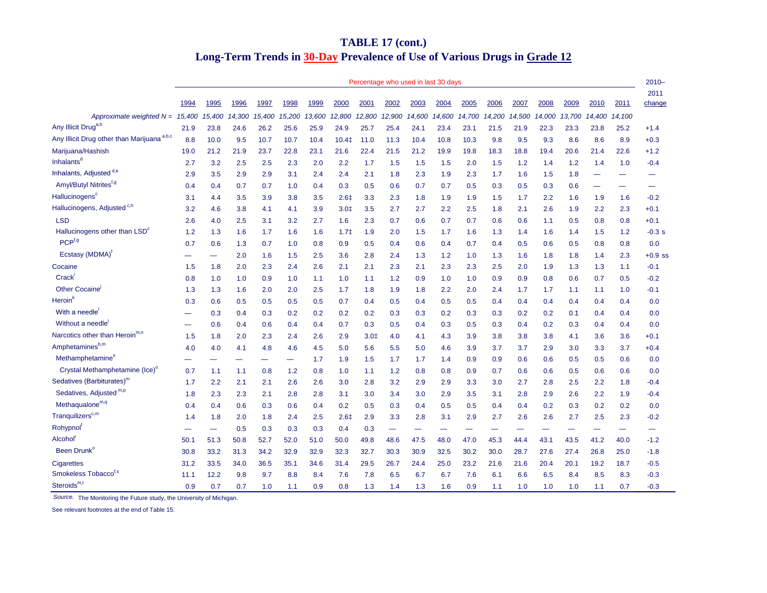# TABLE 17 (cont.)

## Long-Term Trends in 30-Day Prevalence of Use of Various Drugs in Grade 12

| | Percentage who used in last 30 days | | | | | | | | | | | | | | | | | | 2010–2011 change |
|---|---|---|---|---|---|---|---|---|---|---|---|---|---|---|---|---|---|---|---|
| | 1994 | 1995 | 1996 | 1997 | 1998 | 1999 | 2000 | 2001 | 2002 | 2003 | 2004 | 2005 | 2006 | 2007 | 2008 | 2009 | 2010 | 2011 | |
| *Approximate weighted N =* | 15,400 | 15,400 | 14,300 | 15,400 | 15,200 | 13,600 | 12,800 | 12,800 | 12,900 | 14,600 | 14,600 | 14,700 | 14,200 | 14,500 | 14,000 | 13,700 | 14,400 | 14,100 | |
| Any Illicit Drug[a,b] | 21.9 | 23.8 | 24.6 | 26.2 | 25.6 | 25.9 | 24.9 | 25.7 | 25.4 | 24.1 | 23.4 | 23.1 | 21.5 | 21.9 | 22.3 | 23.3 | 23.8 | 25.2 | +1.4 |
| Any Illicit Drug other than Marijuana[a,b,c] | 8.8 | 10.0 | 9.5 | 10.7 | 10.7 | 10.4 | 10.4‡ | 11.0 | 11.3 | 10.4 | 10.8 | 10.3 | 9.8 | 9.5 | 9.3 | 8.6 | 8.6 | 8.9 | +0.3 |
| Marijuana/Hashish | 19.0 | 21.2 | 21.9 | 23.7 | 22.8 | 23.1 | 21.6 | 22.4 | 21.5 | 21.2 | 19.9 | 19.8 | 18.3 | 18.8 | 19.4 | 20.6 | 21.4 | 22.6 | +1.2 |
| Inhalants[d] | 2.7 | 3.2 | 2.5 | 2.5 | 2.3 | 2.0 | 2.2 | 1.7 | 1.5 | 1.5 | 1.5 | 2.0 | 1.5 | 1.2 | 1.4 | 1.2 | 1.4 | 1.0 | -0.4 |
| Inhalants, Adjusted[d,e] | 2.9 | 3.5 | 2.9 | 2.9 | 3.1 | 2.4 | 2.4 | 2.1 | 1.8 | 2.3 | 1.9 | 2.3 | 1.7 | 1.6 | 1.5 | 1.8 | — | — | — |
| Amyl/Butyl Nitrites[f,g] | 0.4 | 0.4 | 0.7 | 0.7 | 1.0 | 0.4 | 0.3 | 0.5 | 0.6 | 0.7 | 0.7 | 0.5 | 0.3 | 0.5 | 0.3 | 0.6 | — | — | — |
| Hallucinogens[c] | 3.1 | 4.4 | 3.5 | 3.9 | 3.8 | 3.5 | 2.6‡ | 3.3 | 2.3 | 1.8 | 1.9 | 1.9 | 1.5 | 1.7 | 2.2 | 1.6 | 1.9 | 1.6 | -0.2 |
| Hallucinogens, Adjusted[c,h] | 3.2 | 4.6 | 3.8 | 4.1 | 4.1 | 3.9 | 3.0‡ | 3.5 | 2.7 | 2.7 | 2.2 | 2.5 | 1.8 | 2.1 | 2.6 | 1.9 | 2.2 | 2.3 | +0.1 |
| LSD | 2.6 | 4.0 | 2.5 | 3.1 | 3.2 | 2.7 | 1.6 | 2.3 | 0.7 | 0.6 | 0.7 | 0.7 | 0.6 | 0.6 | 1.1 | 0.5 | 0.8 | 0.8 | +0.1 |
| Hallucinogens other than LSD[c] | 1.2 | 1.3 | 1.6 | 1.7 | 1.6 | 1.6 | 1.7‡ | 1.9 | 2.0 | 1.5 | 1.7 | 1.6 | 1.3 | 1.4 | 1.6 | 1.4 | 1.5 | 1.2 | -0.3 s |
| PCP[f,g] | 0.7 | 0.6 | 1.3 | 0.7 | 1.0 | 0.8 | 0.9 | 0.5 | 0.4 | 0.6 | 0.4 | 0.7 | 0.4 | 0.5 | 0.6 | 0.5 | 0.8 | 0.8 | 0.0 |
| Ecstasy (MDMA)[f] | — | — | 2.0 | 1.6 | 1.5 | 2.5 | 3.6 | 2.8 | 2.4 | 1.3 | 1.2 | 1.0 | 1.3 | 1.6 | 1.8 | 1.8 | 1.4 | 2.3 | +0.9 ss |
| Cocaine | 1.5 | 1.8 | 2.0 | 2.3 | 2.4 | 2.6 | 2.1 | 2.1 | 2.3 | 2.1 | 2.3 | 2.3 | 2.5 | 2.0 | 1.9 | 1.3 | 1.3 | 1.1 | -0.1 |
| Crack[i] | 0.8 | 1.0 | 1.0 | 0.9 | 1.0 | 1.1 | 1.0 | 1.1 | 1.2 | 0.9 | 1.0 | 1.0 | 0.9 | 0.9 | 0.8 | 0.6 | 0.7 | 0.5 | -0.2 |
| Other Cocaine[j] | 1.3 | 1.3 | 1.6 | 2.0 | 2.0 | 2.5 | 1.7 | 1.8 | 1.9 | 1.8 | 2.2 | 2.0 | 2.4 | 1.7 | 1.7 | 1.1 | 1.1 | 1.0 | -0.1 |
| Heroin[k] | 0.3 | 0.6 | 0.5 | 0.5 | 0.5 | 0.5 | 0.7 | 0.4 | 0.5 | 0.4 | 0.5 | 0.5 | 0.4 | 0.4 | 0.4 | 0.4 | 0.4 | 0.4 | 0.0 |
| With a needle[l] | — | 0.3 | 0.4 | 0.3 | 0.2 | 0.2 | 0.2 | 0.2 | 0.3 | 0.3 | 0.2 | 0.3 | 0.3 | 0.2 | 0.2 | 0.1 | 0.4 | 0.4 | 0.0 |
| Without a needle[l] | — | 0.6 | 0.4 | 0.6 | 0.4 | 0.4 | 0.7 | 0.3 | 0.5 | 0.4 | 0.3 | 0.5 | 0.3 | 0.4 | 0.2 | 0.3 | 0.4 | 0.4 | 0.0 |
| Narcotics other than Heroin[m,n] | 1.5 | 1.8 | 2.0 | 2.3 | 2.4 | 2.6 | 2.9 | 3.0‡ | 4.0 | 4.1 | 4.3 | 3.9 | 3.8 | 3.8 | 3.8 | 4.1 | 3.6 | 3.6 | +0.1 |
| Amphetamines[b,m] | 4.0 | 4.0 | 4.1 | 4.8 | 4.6 | 4.5 | 5.0 | 5.6 | 5.5 | 5.0 | 4.6 | 3.9 | 3.7 | 3.7 | 2.9 | 3.0 | 3.3 | 3.7 | +0.4 |
| Methamphetamine[o] | — | — | — | — | — | 1.7 | 1.9 | 1.5 | 1.7 | 1.7 | 1.4 | 0.9 | 0.9 | 0.6 | 0.6 | 0.5 | 0.5 | 0.6 | 0.0 |
| Crystal Methamphetamine (Ice)[o] | 0.7 | 1.1 | 1.1 | 0.8 | 1.2 | 0.8 | 1.0 | 1.1 | 1.2 | 0.8 | 0.8 | 0.9 | 0.7 | 0.6 | 0.6 | 0.5 | 0.6 | 0.6 | 0.0 |
| Sedatives (Barbiturates)[m] | 1.7 | 2.2 | 2.1 | 2.1 | 2.6 | 2.6 | 3.0 | 2.8 | 3.2 | 2.9 | 2.9 | 3.3 | 3.0 | 2.7 | 2.8 | 2.5 | 2.2 | 1.8 | -0.4 |
| Sedatives, Adjusted[m,p] | 1.8 | 2.3 | 2.3 | 2.1 | 2.8 | 2.8 | 3.1 | 3.0 | 3.4 | 3.0 | 2.9 | 3.5 | 3.1 | 2.8 | 2.9 | 2.6 | 2.2 | 1.9 | -0.4 |
| Methaqualone[m,q] | 0.4 | 0.4 | 0.6 | 0.3 | 0.6 | 0.4 | 0.2 | 0.5 | 0.3 | 0.4 | 0.5 | 0.5 | 0.4 | 0.4 | 0.2 | 0.3 | 0.2 | 0.2 | 0.0 |
| Tranquilizers[c,m] | 1.4 | 1.8 | 2.0 | 1.8 | 2.4 | 2.5 | 2.6‡ | 2.9 | 3.3 | 2.8 | 3.1 | 2.9 | 2.7 | 2.6 | 2.6 | 2.7 | 2.5 | 2.3 | -0.2 |
| Rohypnol[f] | — | — | 0.5 | 0.3 | 0.3 | 0.3 | 0.4 | 0.3 | — | — | — | — | — | — | — | — | — | — | — |
| Alcohol[r] | 50.1 | 51.3 | 50.8 | 52.7 | 52.0 | 51.0 | 50.0 | 49.8 | 48.6 | 47.5 | 48.0 | 47.0 | 45.3 | 44.4 | 43.1 | 43.5 | 41.2 | 40.0 | -1.2 |
| Been Drunk[o] | 30.8 | 33.2 | 31.3 | 34.2 | 32.9 | 32.9 | 32.3 | 32.7 | 30.3 | 30.9 | 32.5 | 30.2 | 30.0 | 28.7 | 27.6 | 27.4 | 26.8 | 25.0 | -1.8 |
| Cigarettes | 31.2 | 33.5 | 34.0 | 36.5 | 35.1 | 34.6 | 31.4 | 29.5 | 26.7 | 24.4 | 25.0 | 23.2 | 21.6 | 21.6 | 20.4 | 20.1 | 19.2 | 18.7 | -0.5 |
| Smokeless Tobacco[f,s] | 11.1 | 12.2 | 9.8 | 9.7 | 8.8 | 8.4 | 7.6 | 7.8 | 6.5 | 6.7 | 6.7 | 7.6 | 6.1 | 6.6 | 6.5 | 8.4 | 8.5 | 8.3 | -0.3 |
| Steroids[m,t] | 0.9 | 0.7 | 0.7 | 1.0 | 1.1 | 0.9 | 0.8 | 1.3 | 1.4 | 1.3 | 1.6 | 0.9 | 1.1 | 1.0 | 1.0 | 1.0 | 1.1 | 0.7 | -0.3 |

*Source.* The Monitoring the Future study, the University of Michigan.

See relevant footnotes at the end of Table 15.